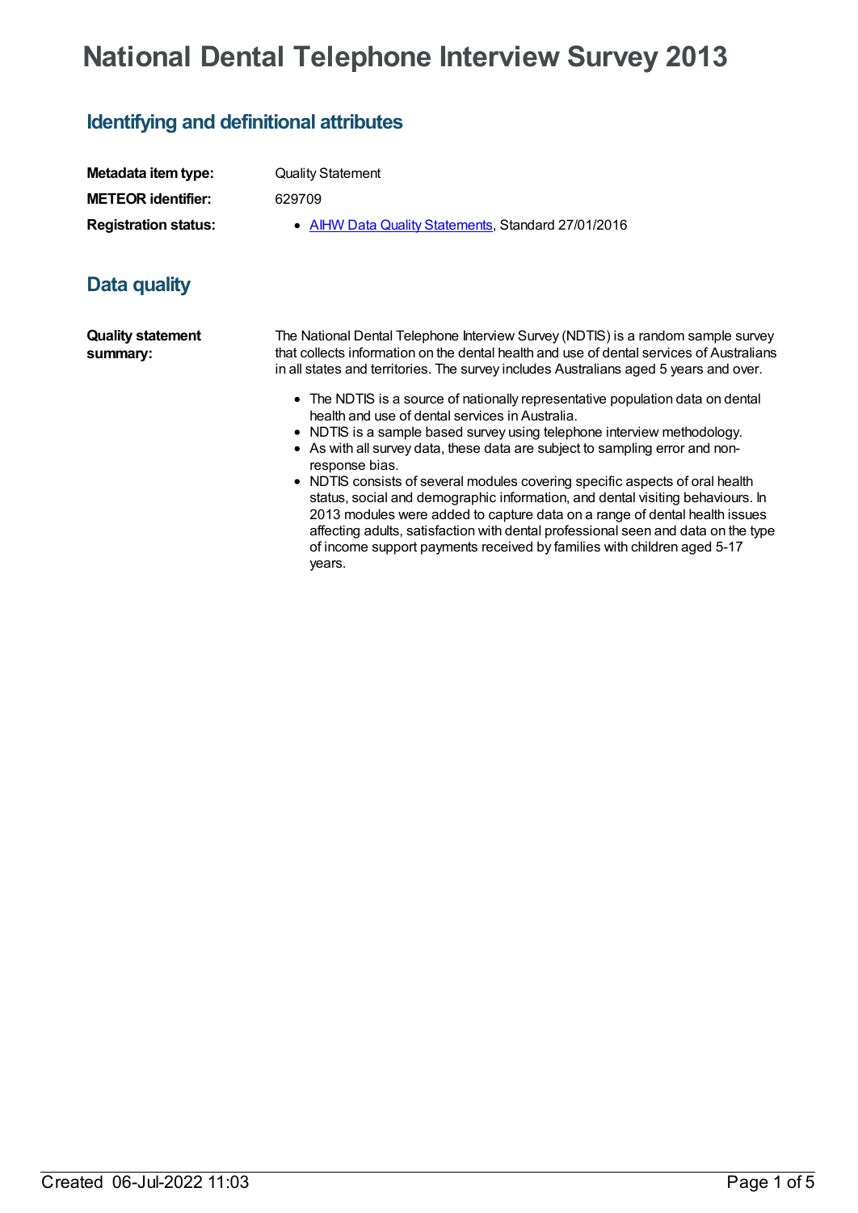# National Dental Telephone Interview Survey 2013

## Identifying and definitional attributes

| | |
|---|---|
| **Metadata item type:** | Quality Statement |
| **METEOR identifier:** | 629709 |
| **Registration status:** | • AIHW Data Quality Statements, Standard 27/01/2016 |

## Data quality

**Quality statement summary:**

The National Dental Telephone Interview Survey (NDTIS) is a random sample survey that collects information on the dental health and use of dental services of Australians in all states and territories. The survey includes Australians aged 5 years and over.

- The NDTIS is a source of nationally representative population data on dental health and use of dental services in Australia.
- NDTIS is a sample based survey using telephone interview methodology.
- As with all survey data, these data are subject to sampling error and non-response bias.
- NDTIS consists of several modules covering specific aspects of oral health status, social and demographic information, and dental visiting behaviours. In 2013 modules were added to capture data on a range of dental health issues affecting adults, satisfaction with dental professional seen and data on the type of income support payments received by families with children aged 5-17 years.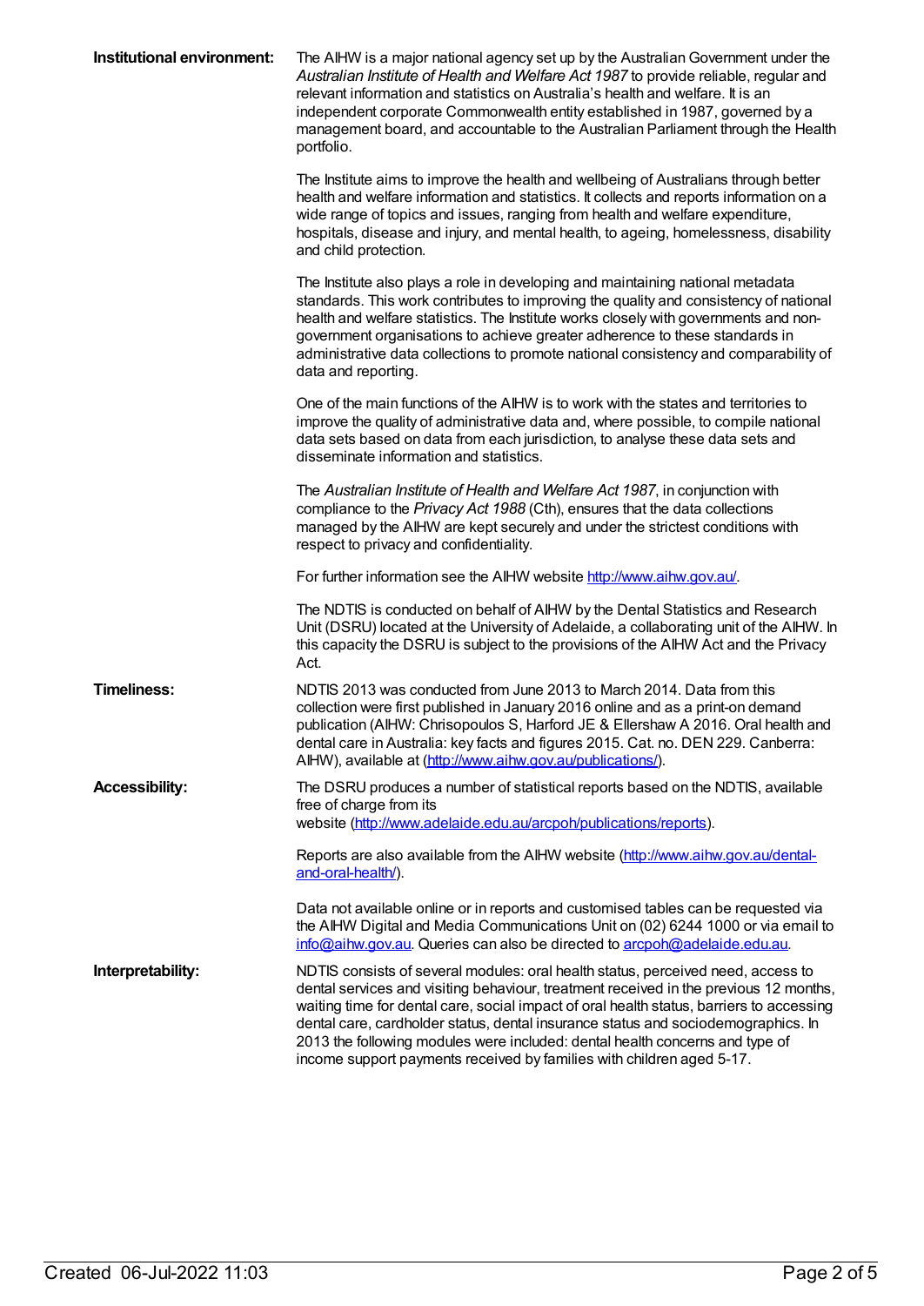**Institutional environment:**

The AIHW is a major national agency set up by the Australian Government under the *Australian Institute of Health and Welfare Act 1987* to provide reliable, regular and relevant information and statistics on Australia's health and welfare. It is an independent corporate Commonwealth entity established in 1987, governed by a management board, and accountable to the Australian Parliament through the Health portfolio.

The Institute aims to improve the health and wellbeing of Australians through better health and welfare information and statistics. It collects and reports information on a wide range of topics and issues, ranging from health and welfare expenditure, hospitals, disease and injury, and mental health, to ageing, homelessness, disability and child protection.

The Institute also plays a role in developing and maintaining national metadata standards. This work contributes to improving the quality and consistency of national health and welfare statistics. The Institute works closely with governments and non-government organisations to achieve greater adherence to these standards in administrative data collections to promote national consistency and comparability of data and reporting.

One of the main functions of the AIHW is to work with the states and territories to improve the quality of administrative data and, where possible, to compile national data sets based on data from each jurisdiction, to analyse these data sets and disseminate information and statistics.

The *Australian Institute of Health and Welfare Act 1987*, in conjunction with compliance to the *Privacy Act 1988* (Cth), ensures that the data collections managed by the AIHW are kept securely and under the strictest conditions with respect to privacy and confidentiality.

For further information see the AIHW website [http://www.aihw.gov.au/](http://www.aihw.gov.au/).

The NDTIS is conducted on behalf of AIHW by the Dental Statistics and Research Unit (DSRU) located at the University of Adelaide, a collaborating unit of the AIHW. In this capacity the DSRU is subject to the provisions of the AIHW Act and the Privacy Act.

**Timeliness:**

NDTIS 2013 was conducted from June 2013 to March 2014. Data from this collection were first published in January 2016 online and as a print-on demand publication (AIHW: Chrisopoulos S, Harford JE & Ellershaw A 2016. Oral health and dental care in Australia: key facts and figures 2015. Cat. no. DEN 229. Canberra: AIHW), available at ([http://www.aihw.gov.au/publications/](http://www.aihw.gov.au/publications/)).

**Accessibility:**

The DSRU produces a number of statistical reports based on the NDTIS, available free of charge from its website ([http://www.adelaide.edu.au/arcpoh/publications/reports](http://www.adelaide.edu.au/arcpoh/publications/reports)).

Reports are also available from the AIHW website ([http://www.aihw.gov.au/dental-and-oral-health/](http://www.aihw.gov.au/dental-and-oral-health/)).

Data not available online or in reports and customised tables can be requested via the AIHW Digital and Media Communications Unit on (02) 6244 1000 or via email to [info@aihw.gov.au](mailto:info@aihw.gov.au). Queries can also be directed to [arcpoh@adelaide.edu.au](mailto:arcpoh@adelaide.edu.au).

**Interpretability:**

NDTIS consists of several modules: oral health status, perceived need, access to dental services and visiting behaviour, treatment received in the previous 12 months, waiting time for dental care, social impact of oral health status, barriers to accessing dental care, cardholder status, dental insurance status and sociodemographics. In 2013 the following modules were included: dental health concerns and type of income support payments received by families with children aged 5-17.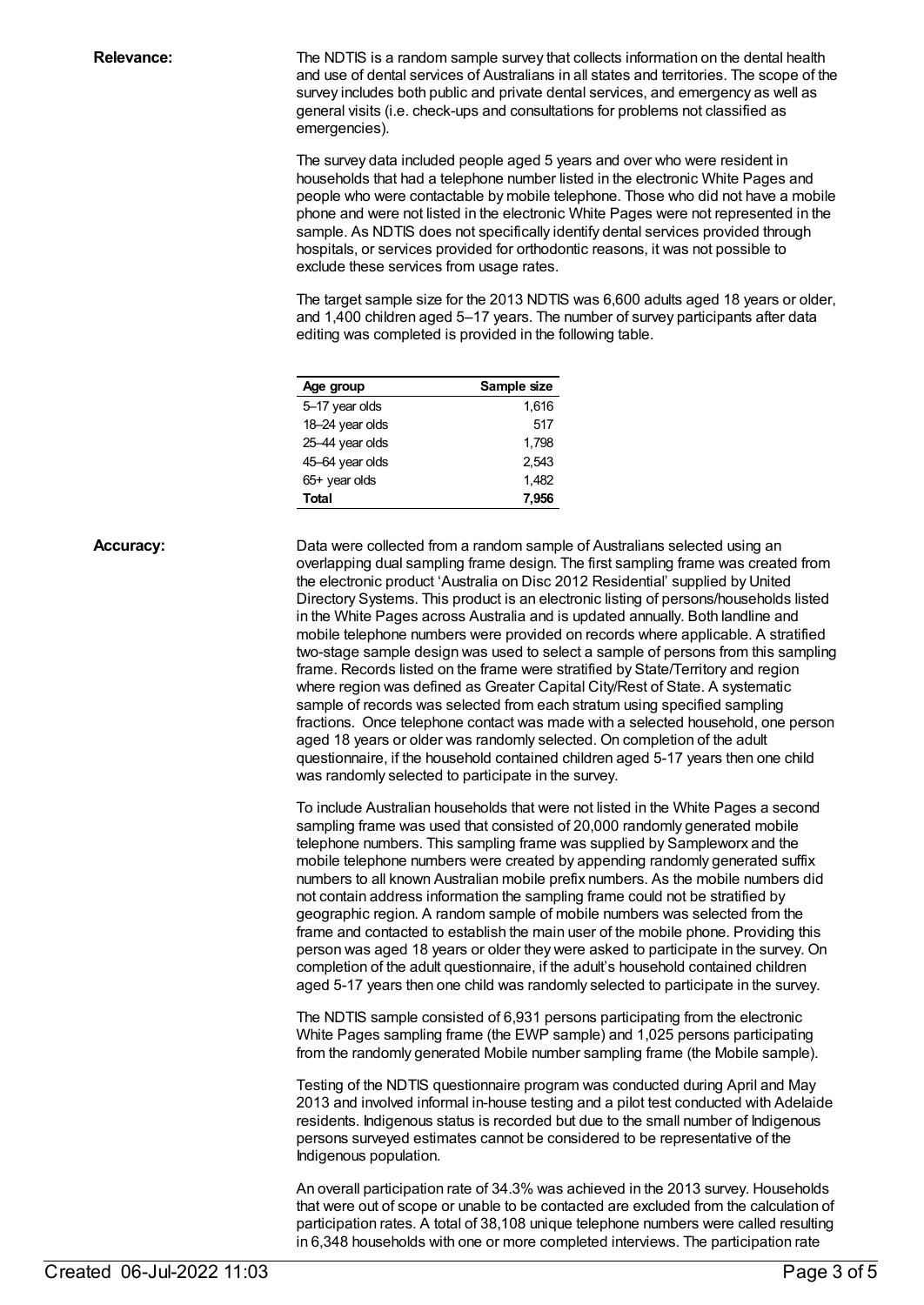**Relevance:**

The NDTIS is a random sample survey that collects information on the dental health and use of dental services of Australians in all states and territories. The scope of the survey includes both public and private dental services, and emergency as well as general visits (i.e. check-ups and consultations for problems not classified as emergencies).

The survey data included people aged 5 years and over who were resident in households that had a telephone number listed in the electronic White Pages and people who were contactable by mobile telephone. Those who did not have a mobile phone and were not listed in the electronic White Pages were not represented in the sample. As NDTIS does not specifically identify dental services provided through hospitals, or services provided for orthodontic reasons, it was not possible to exclude these services from usage rates.

The target sample size for the 2013 NDTIS was 6,600 adults aged 18 years or older, and 1,400 children aged 5–17 years. The number of survey participants after data editing was completed is provided in the following table.

| Age group | Sample size |
| --- | --- |
| 5–17 year olds | 1,616 |
| 18–24 year olds | 517 |
| 25–44 year olds | 1,798 |
| 45–64 year olds | 2,543 |
| 65+ year olds | 1,482 |
| **Total** | **7,956** |

**Accuracy:**

Data were collected from a random sample of Australians selected using an overlapping dual sampling frame design. The first sampling frame was created from the electronic product 'Australia on Disc 2012 Residential' supplied by United Directory Systems. This product is an electronic listing of persons/households listed in the White Pages across Australia and is updated annually. Both landline and mobile telephone numbers were provided on records where applicable. A stratified two-stage sample design was used to select a sample of persons from this sampling frame. Records listed on the frame were stratified by State/Territory and region where region was defined as Greater Capital City/Rest of State. A systematic sample of records was selected from each stratum using specified sampling fractions. Once telephone contact was made with a selected household, one person aged 18 years or older was randomly selected. On completion of the adult questionnaire, if the household contained children aged 5-17 years then one child was randomly selected to participate in the survey.

To include Australian households that were not listed in the White Pages a second sampling frame was used that consisted of 20,000 randomly generated mobile telephone numbers. This sampling frame was supplied by Sampleworx and the mobile telephone numbers were created by appending randomly generated suffix numbers to all known Australian mobile prefix numbers. As the mobile numbers did not contain address information the sampling frame could not be stratified by geographic region. A random sample of mobile numbers was selected from the frame and contacted to establish the main user of the mobile phone. Providing this person was aged 18 years or older they were asked to participate in the survey. On completion of the adult questionnaire, if the adult's household contained children aged 5-17 years then one child was randomly selected to participate in the survey.

The NDTIS sample consisted of 6,931 persons participating from the electronic White Pages sampling frame (the EWP sample) and 1,025 persons participating from the randomly generated Mobile number sampling frame (the Mobile sample).

Testing of the NDTIS questionnaire program was conducted during April and May 2013 and involved informal in-house testing and a pilot test conducted with Adelaide residents. Indigenous status is recorded but due to the small number of Indigenous persons surveyed estimates cannot be considered to be representative of the Indigenous population.

An overall participation rate of 34.3% was achieved in the 2013 survey. Households that were out of scope or unable to be contacted are excluded from the calculation of participation rates. A total of 38,108 unique telephone numbers were called resulting in 6,348 households with one or more completed interviews. The participation rate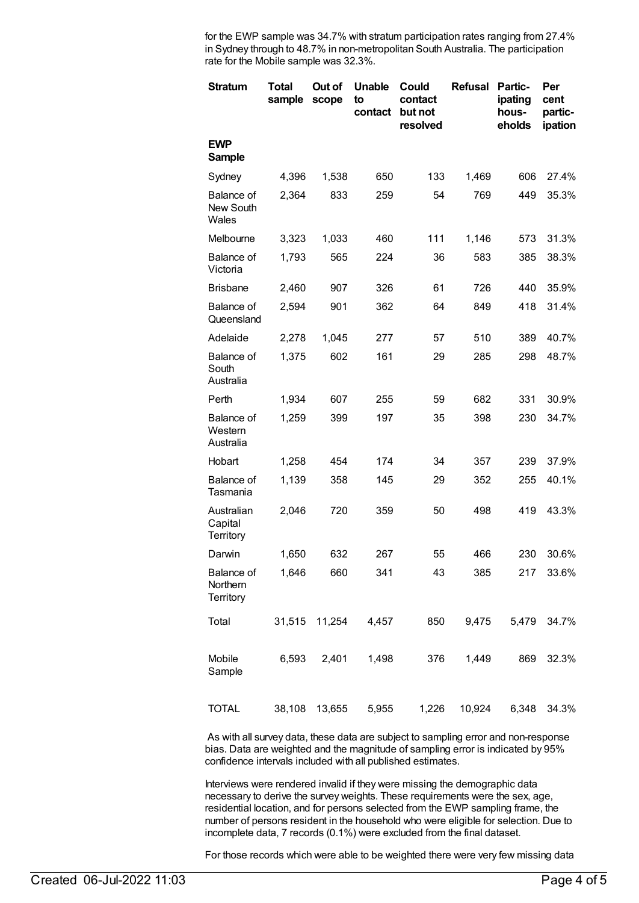for the EWP sample was 34.7% with stratum participation rates ranging from 27.4% in Sydney through to 48.7% in non-metropolitan South Australia. The participation rate for the Mobile sample was 32.3%.

| Stratum | Total sample | Out of scope | Unable to contact | Could contact but not resolved | Refusal | Participating households | Per cent participation |
|---|---|---|---|---|---|---|---|
| **EWP Sample** | | | | | | | |
| Sydney | 4,396 | 1,538 | 650 | 133 | 1,469 | 606 | 27.4% |
| Balance of New South Wales | 2,364 | 833 | 259 | 54 | 769 | 449 | 35.3% |
| Melbourne | 3,323 | 1,033 | 460 | 111 | 1,146 | 573 | 31.3% |
| Balance of Victoria | 1,793 | 565 | 224 | 36 | 583 | 385 | 38.3% |
| Brisbane | 2,460 | 907 | 326 | 61 | 726 | 440 | 35.9% |
| Balance of Queensland | 2,594 | 901 | 362 | 64 | 849 | 418 | 31.4% |
| Adelaide | 2,278 | 1,045 | 277 | 57 | 510 | 389 | 40.7% |
| Balance of South Australia | 1,375 | 602 | 161 | 29 | 285 | 298 | 48.7% |
| Perth | 1,934 | 607 | 255 | 59 | 682 | 331 | 30.9% |
| Balance of Western Australia | 1,259 | 399 | 197 | 35 | 398 | 230 | 34.7% |
| Hobart | 1,258 | 454 | 174 | 34 | 357 | 239 | 37.9% |
| Balance of Tasmania | 1,139 | 358 | 145 | 29 | 352 | 255 | 40.1% |
| Australian Capital Territory | 2,046 | 720 | 359 | 50 | 498 | 419 | 43.3% |
| Darwin | 1,650 | 632 | 267 | 55 | 466 | 230 | 30.6% |
| Balance of Northern Territory | 1,646 | 660 | 341 | 43 | 385 | 217 | 33.6% |
| Total | 31,515 | 11,254 | 4,457 | 850 | 9,475 | 5,479 | 34.7% |
| Mobile Sample | 6,593 | 2,401 | 1,498 | 376 | 1,449 | 869 | 32.3% |
| TOTAL | 38,108 | 13,655 | 5,955 | 1,226 | 10,924 | 6,348 | 34.3% |

As with all survey data, these data are subject to sampling error and non-response bias. Data are weighted and the magnitude of sampling error is indicated by 95% confidence intervals included with all published estimates.

Interviews were rendered invalid if they were missing the demographic data necessary to derive the survey weights. These requirements were the sex, age, residential location, and for persons selected from the EWP sampling frame, the number of persons resident in the household who were eligible for selection. Due to incomplete data, 7 records (0.1%) were excluded from the final dataset.

For those records which were able to be weighted there were very few missing data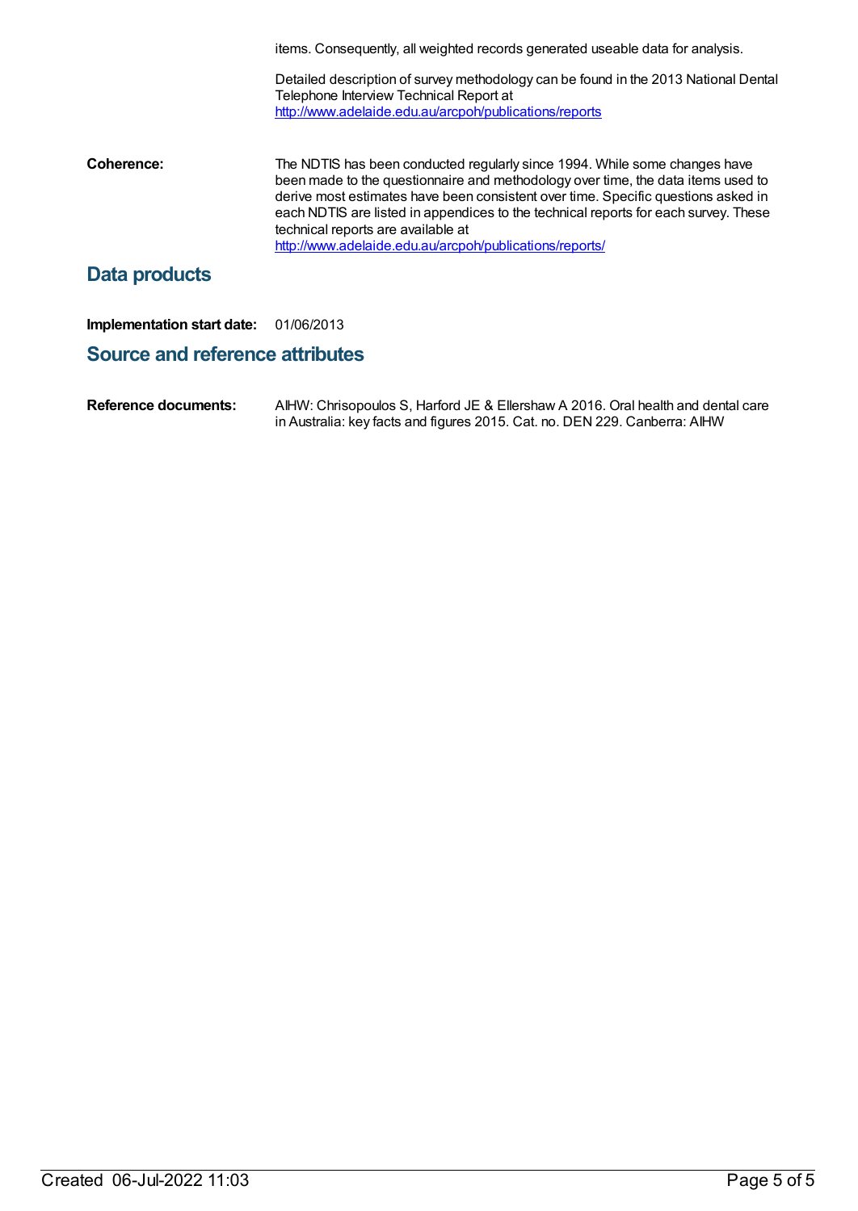items. Consequently, all weighted records generated useable data for analysis.

Detailed description of survey methodology can be found in the 2013 National Dental Telephone Interview Technical Report at http://www.adelaide.edu.au/arcpoh/publications/reports

**Coherence:** The NDTIS has been conducted regularly since 1994. While some changes have been made to the questionnaire and methodology over time, the data items used to derive most estimates have been consistent over time. Specific questions asked in each NDTIS are listed in appendices to the technical reports for each survey. These technical reports are available at http://www.adelaide.edu.au/arcpoh/publications/reports/

## Data products

**Implementation start date:** 01/06/2013

## Source and reference attributes

**Reference documents:** AIHW: Chrisopoulos S, Harford JE & Ellershaw A 2016. Oral health and dental care in Australia: key facts and figures 2015. Cat. no. DEN 229. Canberra: AIHW